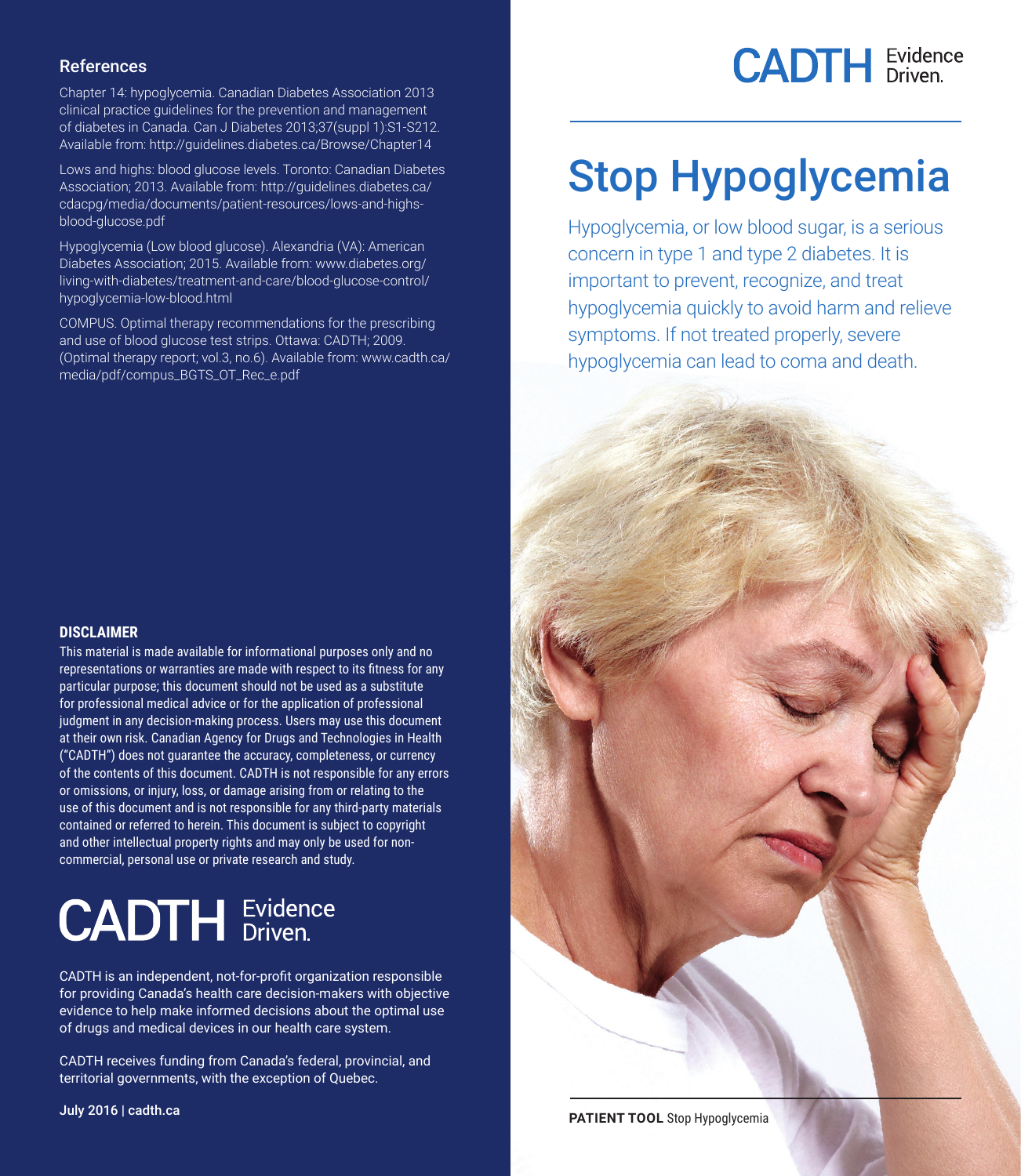# Stop Hypoglycemia

Hypoglycemia, or low blood sugar, is a serious concern in type 1 and type 2 diabetes. It is important to prevent, recognize, and treat hypoglycemia quickly to avoid harm and relieve symptoms. If not treated properly, severe hypoglycemia can lead to coma and death.

**PATIENT TOOL** Stop Hypoglycemia

## References

Chapter 14: hypoglycemia. Canadian Diabetes Association 2013 clinical practice guidelines for the prevention and management of diabetes in Canada. Can J Diabetes 2013;37(suppl 1):S1-S212. Available from: http://guidelines.diabetes.ca/Browse/Chapter14

Lows and highs: blood glucose levels. Toronto: Canadian Diabetes Association; 2013. Available from: http://guidelines.diabetes.ca/cdacpg/media/documents/patient-resources/lows-and-highs-blood-glucose.pdf

Hypoglycemia (Low blood glucose). Alexandria (VA): American Diabetes Association; 2015. Available from: www.diabetes.org/living-with-diabetes/treatment-and-care/blood-glucose-control/hypoglycemia-low-blood.html

COMPUS. Optimal therapy recommendations for the prescribing and use of blood glucose test strips. Ottawa: CADTH; 2009. (Optimal therapy report; vol.3, no.6). Available from: www.cadth.ca/media/pdf/compus_BGTS_OT_Rec_e.pdf

**DISCLAIMER**

This material is made available for informational purposes only and no representations or warranties are made with respect to its fitness for any particular purpose; this document should not be used as a substitute for professional medical advice or for the application of professional judgment in any decision-making process. Users may use this document at their own risk. Canadian Agency for Drugs and Technologies in Health ("CADTH") does not guarantee the accuracy, completeness, or currency of the contents of this document. CADTH is not responsible for any errors or omissions, or injury, loss, or damage arising from or relating to the use of this document and is not responsible for any third-party materials contained or referred to herein. This document is subject to copyright and other intellectual property rights and may only be used for non-commercial, personal use or private research and study.

CADTH Evidence Driven.

CADTH is an independent, not-for-profit organization responsible for providing Canada's health care decision-makers with objective evidence to help make informed decisions about the optimal use of drugs and medical devices in our health care system.

CADTH receives funding from Canada's federal, provincial, and territorial governments, with the exception of Quebec.

July 2016 | cadth.ca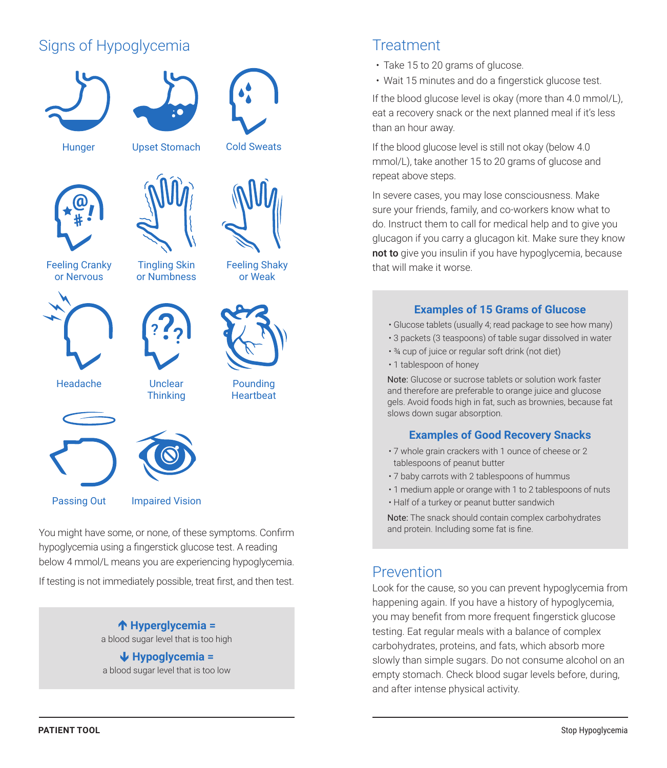## Signs of Hypoglycemia

Hunger

Upset Stomach

Cold Sweats

Feeling Cranky or Nervous

Tingling Skin or Numbness

Feeling Shaky or Weak

Headache

Unclear Thinking

Pounding Heartbeat

Passing Out

Impaired Vision

You might have some, or none, of these symptoms. Confirm hypoglycemia using a fingerstick glucose test. A reading below 4 mmol/L means you are experiencing hypoglycemia.

If testing is not immediately possible, treat first, and then test.

**↑ Hyperglycemia =**
a blood sugar level that is too high

**↓ Hypoglycemia =**
a blood sugar level that is too low

## Treatment

- Take 15 to 20 grams of glucose.
- Wait 15 minutes and do a fingerstick glucose test.

If the blood glucose level is okay (more than 4.0 mmol/L), eat a recovery snack or the next planned meal if it's less than an hour away.

If the blood glucose level is still not okay (below 4.0 mmol/L), take another 15 to 20 grams of glucose and repeat above steps.

In severe cases, you may lose consciousness. Make sure your friends, family, and co-workers know what to do. Instruct them to call for medical help and to give you glucagon if you carry a glucagon kit. Make sure they know **not to** give you insulin if you have hypoglycemia, because that will make it worse.

### Examples of 15 Grams of Glucose

- Glucose tablets (usually 4; read package to see how many)
- 3 packets (3 teaspoons) of table sugar dissolved in water
- ¾ cup of juice or regular soft drink (not diet)
- 1 tablespoon of honey

Note: Glucose or sucrose tablets or solution work faster and therefore are preferable to orange juice and glucose gels. Avoid foods high in fat, such as brownies, because fat slows down sugar absorption.

### Examples of Good Recovery Snacks

- 7 whole grain crackers with 1 ounce of cheese or 2 tablespoons of peanut butter
- 7 baby carrots with 2 tablespoons of hummus
- 1 medium apple or orange with 1 to 2 tablespoons of nuts
- Half of a turkey or peanut butter sandwich

Note: The snack should contain complex carbohydrates and protein. Including some fat is fine.

## Prevention

Look for the cause, so you can prevent hypoglycemia from happening again. If you have a history of hypoglycemia, you may benefit from more frequent fingerstick glucose testing. Eat regular meals with a balance of complex carbohydrates, proteins, and fats, which absorb more slowly than simple sugars. Do not consume alcohol on an empty stomach. Check blood sugar levels before, during, and after intense physical activity.